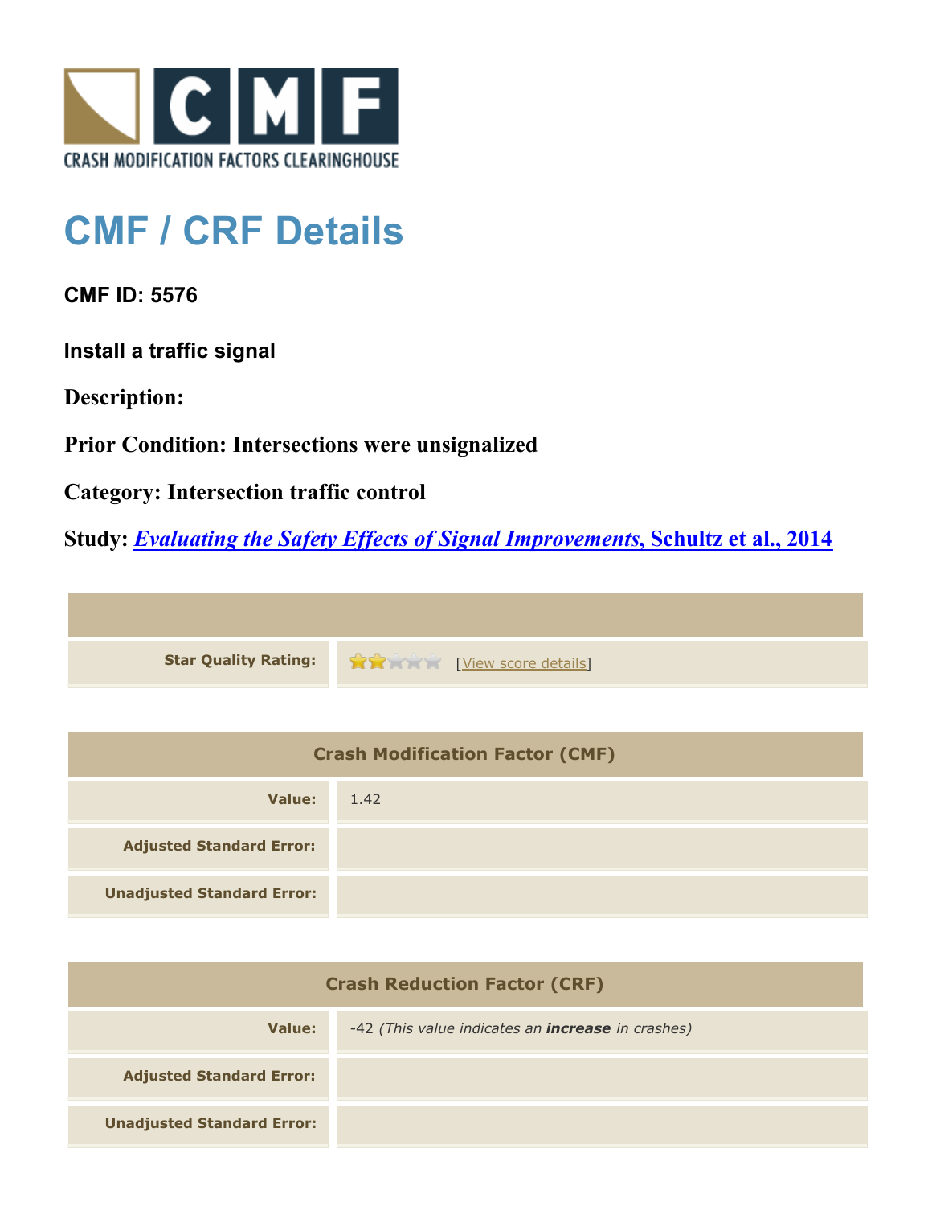CRASH MODIFICATION FACTORS CLEARINGHOUSE

# CMF / CRF Details

### CMF ID: 5576

### Install a traffic signal

**Description:**

**Prior Condition: Intersections were unsignalized**

**Category: Intersection traffic control**

**Study: *Evaluating the Safety Effects of Signal Improvements*, Schultz et al., 2014**

| | |
|---|---|
| **Star Quality Rating:** | ★★☆☆☆ [View score details] |

| Crash Modification Factor (CMF) | |
|---|---|
| **Value:** | 1.42 |
| **Adjusted Standard Error:** | |
| **Unadjusted Standard Error:** | |

| Crash Reduction Factor (CRF) | |
|---|---|
| **Value:** | -42 *(This value indicates an **increase** in crashes)* |
| **Adjusted Standard Error:** | |
| **Unadjusted Standard Error:** | |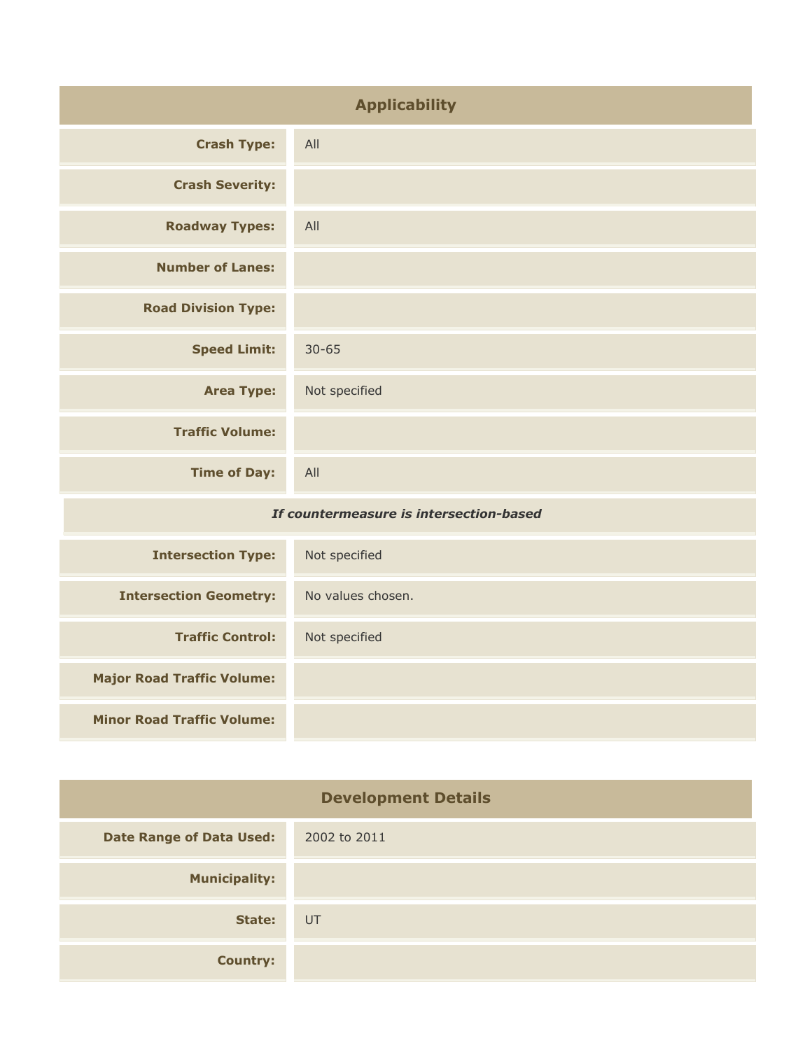## Applicability

| | |
|---|---|
| **Crash Type:** | All |
| **Crash Severity:** | |
| **Roadway Types:** | All |
| **Number of Lanes:** | |
| **Road Division Type:** | |
| **Speed Limit:** | 30-65 |
| **Area Type:** | Not specified |
| **Traffic Volume:** | |
| **Time of Day:** | All |
| ***If countermeasure is intersection-based*** | |
| **Intersection Type:** | Not specified |
| **Intersection Geometry:** | No values chosen. |
| **Traffic Control:** | Not specified |
| **Major Road Traffic Volume:** | |
| **Minor Road Traffic Volume:** | |

## Development Details

| | |
|---|---|
| **Date Range of Data Used:** | 2002 to 2011 |
| **Municipality:** | |
| **State:** | UT |
| **Country:** | |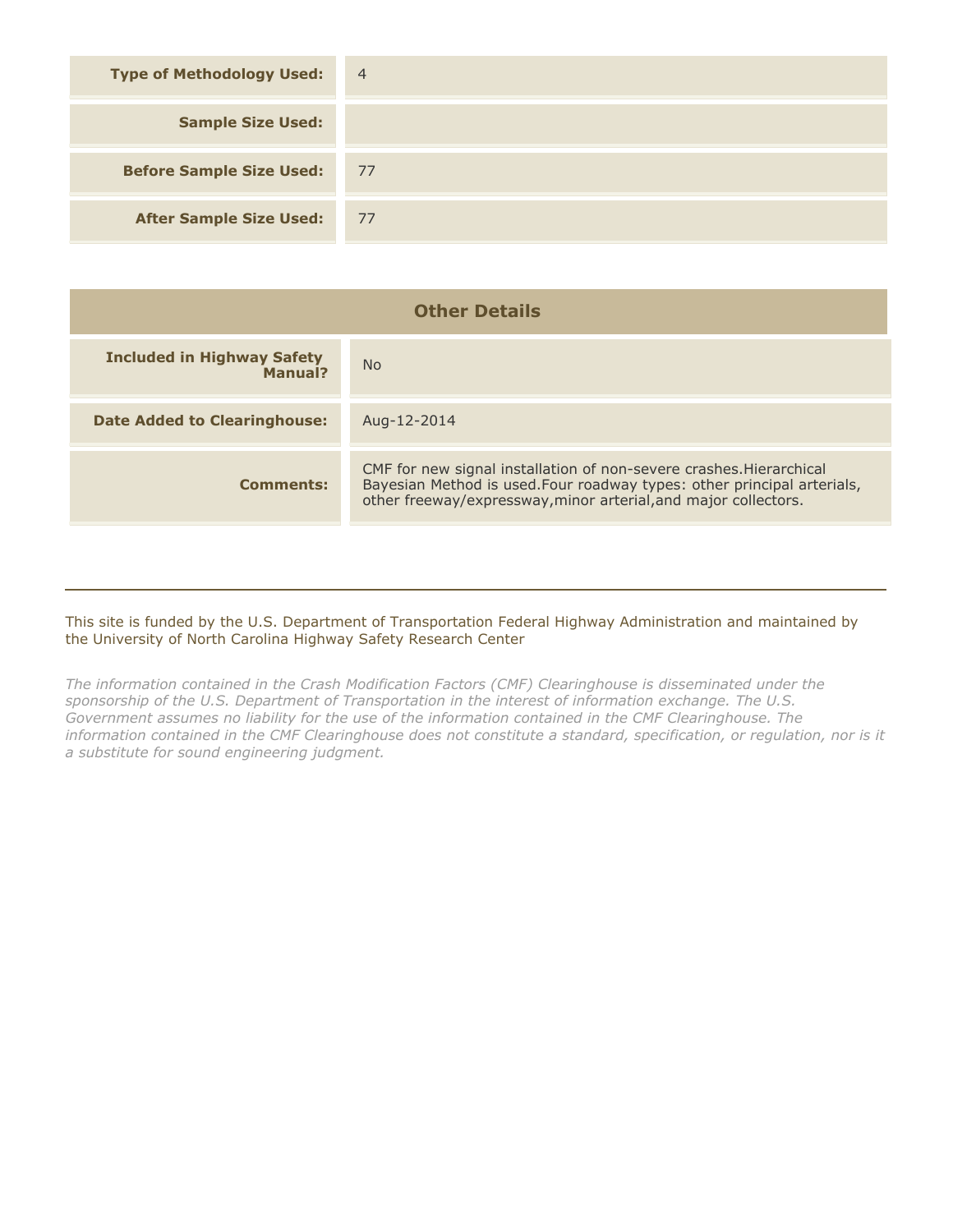| | |
|---|---|
| **Type of Methodology Used:** | 4 |
| **Sample Size Used:** | |
| **Before Sample Size Used:** | 77 |
| **After Sample Size Used:** | 77 |

## Other Details

| | |
|---|---|
| **Included in Highway Safety Manual?** | No |
| **Date Added to Clearinghouse:** | Aug-12-2014 |
| **Comments:** | CMF for new signal installation of non-severe crashes.Hierarchical Bayesian Method is used.Four roadway types: other principal arterials, other freeway/expressway,minor arterial,and major collectors. |

---

This site is funded by the U.S. Department of Transportation Federal Highway Administration and maintained by the University of North Carolina Highway Safety Research Center

*The information contained in the Crash Modification Factors (CMF) Clearinghouse is disseminated under the sponsorship of the U.S. Department of Transportation in the interest of information exchange. The U.S. Government assumes no liability for the use of the information contained in the CMF Clearinghouse. The information contained in the CMF Clearinghouse does not constitute a standard, specification, or regulation, nor is it a substitute for sound engineering judgment.*